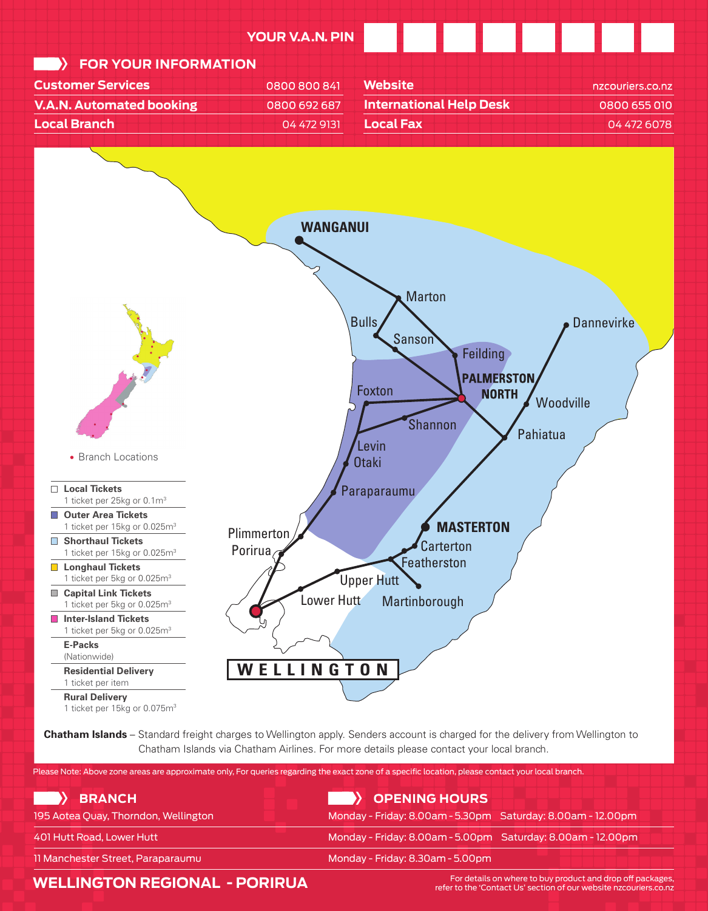YOUR V.A.N. PIN

## FOR YOUR INFORMATION

| | | | |
|---|---|---|---|
| **Customer Services** | 0800 800 841 | **Website** | nzcouriers.co.nz |
| **V.A.N. Automated booking** | 0800 692 687 | **International Help Desk** | 0800 655 010 |
| **Local Branch** | 04 472 9131 | **Local Fax** | 04 472 6078 |

WANGANUI
Marton
Bulls
Sanson
Feilding
Dannevirke
PALMERSTON NORTH
Foxton
Woodville
Shannon
Pahiatua
Levin
Otaki
Paraparaumu
Plimmerton
Porirua
MASTERTON
Carterton
Featherston
Upper Hutt
Lower Hutt
Martinborough
WELLINGTON

• Branch Locations

- **Local Tickets** – 1 ticket per 25kg or $0.1m^3$
- **Outer Area Tickets** – 1 ticket per 15kg or $0.025m^3$
- **Shorthaul Tickets** – 1 ticket per 15kg or $0.025m^3$
- **Longhaul Tickets** – 1 ticket per 5kg or $0.025m^3$
- **Capital Link Tickets** – 1 ticket per 5kg or $0.025m^3$
- **Inter-Island Tickets** – 1 ticket per 5kg or $0.025m^3$
- **E-Packs** – (Nationwide)
- **Residential Delivery** – 1 ticket per item
- **Rural Delivery** – 1 ticket per 15kg or $0.075m^3$

**Chatham Islands** – Standard freight charges to Wellington apply. Senders account is charged for the delivery from Wellington to Chatham Islands via Chatham Airlines. For more details please contact your local branch.

Please Note: Above zone areas are approximate only, For queries regarding the exact zone of a specific location, please contact your local branch.

| BRANCH | OPENING HOURS | |
|---|---|---|
| 195 Aotea Quay, Thorndon, Wellington | Monday - Friday: 8.00am - 5.30pm | Saturday: 8.00am - 12.00pm |
| 401 Hutt Road, Lower Hutt | Monday - Friday: 8.00am - 5.00pm | Saturday: 8.00am - 12.00pm |
| 11 Manchester Street, Paraparaumu | Monday - Friday: 8.30am - 5.00pm | |

## WELLINGTON REGIONAL - PORIRUA

For details on where to buy product and drop off packages, refer to the 'Contact Us' section of our website nzcouriers.co.nz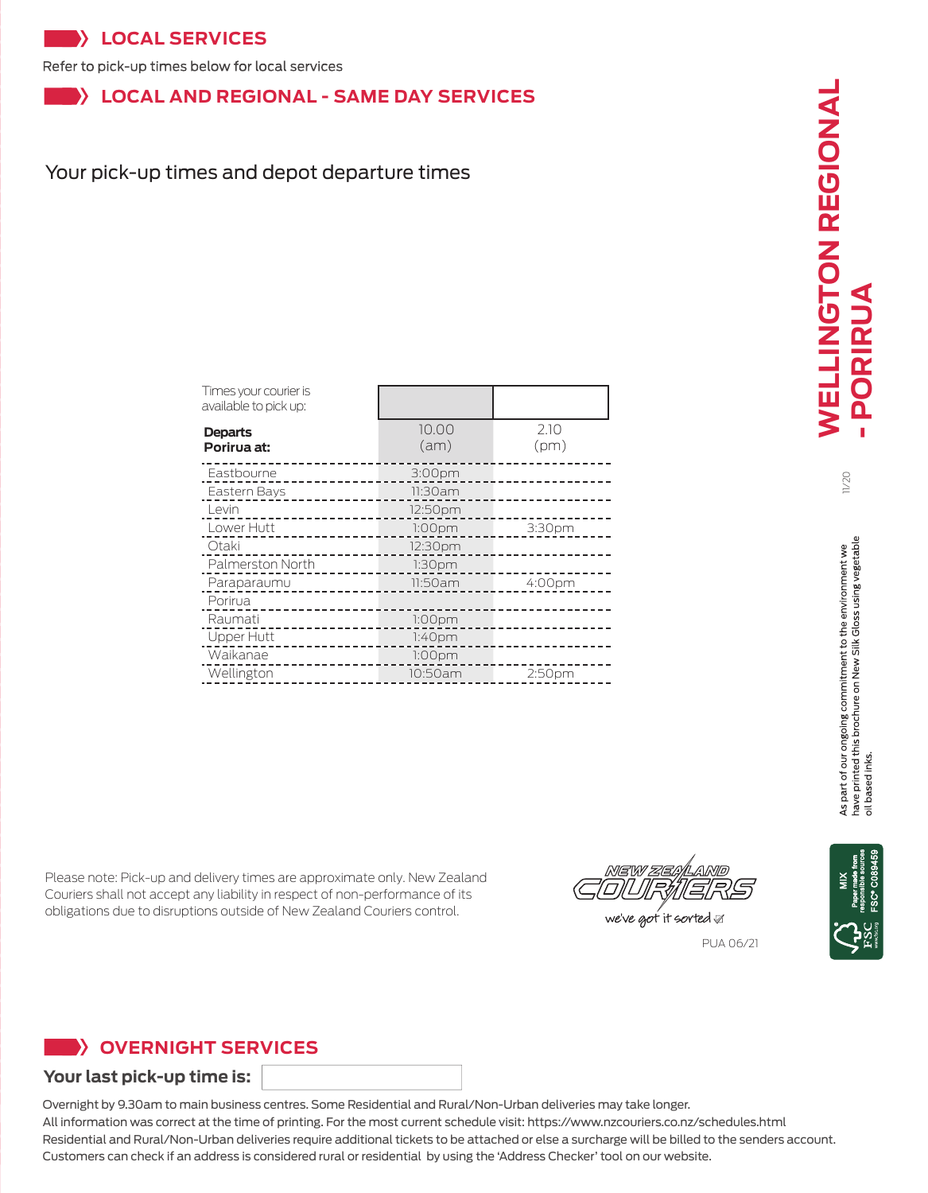## LOCAL SERVICES

Refer to pick-up times below for local services

## LOCAL AND REGIONAL - SAME DAY SERVICES

Your pick-up times and depot departure times

| Times your courier is available to pick up: | | |
|---|---|---|
| **Departs Porirua at:** | 10.00 (am) | 2.10 (pm) |
| Eastbourne | 3:00pm | |
| Eastern Bays | 11:30am | |
| Levin | 12:50pm | |
| Lower Hutt | 1:00pm | 3:30pm |
| Otaki | 12:30pm | |
| Palmerston North | 1:30pm | |
| Paraparaumu | 11:50am | 4:00pm |
| Porirua | | |
| Raumati | 1:00pm | |
| Upper Hutt | 1:40pm | |
| Waikanae | 1:00pm | |
| Wellington | 10:50am | 2:50pm |

Please note: Pick-up and delivery times are approximate only. New Zealand Couriers shall not accept any liability in respect of non-performance of its obligations due to disruptions outside of New Zealand Couriers control.

NEW ZEALAND COURIERS
we've got it sorted

PUA 06/21

# WELLINGTON REGIONAL - PORIRUA

11/20

As part of our ongoing commitment to the environment we have printed this brochure on New Silk Gloss using vegetable oil based inks.

MIX Paper made from responsible sources FSC® C089459

## OVERNIGHT SERVICES

**Your last pick-up time is:**

Overnight by 9.30am to main business centres. Some Residential and Rural/Non-Urban deliveries may take longer.
All information was correct at the time of printing. For the most current schedule visit: https://www.nzcouriers.co.nz/schedules.html
Residential and Rural/Non-Urban deliveries require additional tickets to be attached or else a surcharge will be billed to the senders account.
Customers can check if an address is considered rural or residential by using the 'Address Checker' tool on our website.